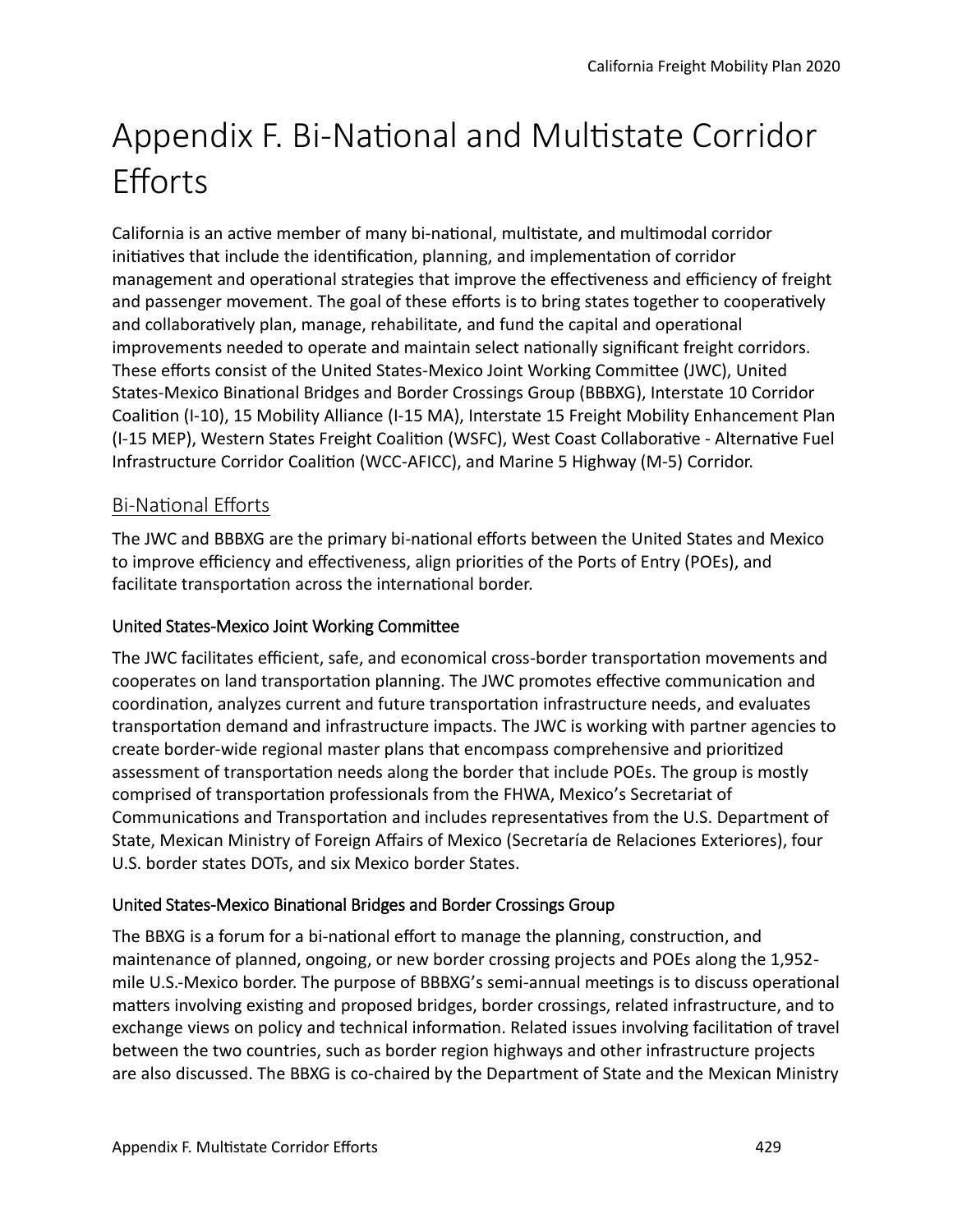# Appendix F. Bi-National and Multistate Corridor Efforts

California is an active member of many bi-national, multistate, and multimodal corridor initiatives that include the identification, planning, and implementation of corridor management and operational strategies that improve the effectiveness and efficiency of freight and passenger movement. The goal of these efforts is to bring states together to cooperatively and collaboratively plan, manage, rehabilitate, and fund the capital and operational improvements needed to operate and maintain select nationally significant freight corridors. These efforts consist of the United States-Mexico Joint Working Committee (JWC), United States-Mexico Binational Bridges and Border Crossings Group (BBBXG), Interstate 10 Corridor Coalition (I-10), 15 Mobility Alliance (I-15 MA), Interstate 15 Freight Mobility Enhancement Plan (I-15 MEP), Western States Freight Coalition (WSFC), West Coast Collaborative - Alternative Fuel Infrastructure Corridor Coalition (WCC-AFICC), and Marine 5 Highway (M-5) Corridor.

## Bi-National Efforts

The JWC and BBBXG are the primary bi-national efforts between the United States and Mexico to improve efficiency and effectiveness, align priorities of the Ports of Entry (POEs), and facilitate transportation across the international border.

### United States-Mexico Joint Working Committee

The JWC facilitates efficient, safe, and economical cross-border transportation movements and cooperates on land transportation planning. The JWC promotes effective communication and coordination, analyzes current and future transportation infrastructure needs, and evaluates transportation demand and infrastructure impacts. The JWC is working with partner agencies to create border-wide regional master plans that encompass comprehensive and prioritized assessment of transportation needs along the border that include POEs. The group is mostly comprised of transportation professionals from the FHWA, Mexico's Secretariat of Communications and Transportation and includes representatives from the U.S. Department of State, Mexican Ministry of Foreign Affairs of Mexico (Secretaría de Relaciones Exteriores), four U.S. border states DOTs, and six Mexico border States.

### United States-Mexico Binational Bridges and Border Crossings Group

The BBXG is a forum for a bi-national effort to manage the planning, construction, and maintenance of planned, ongoing, or new border crossing projects and POEs along the 1,952-mile U.S.-Mexico border. The purpose of BBBXG's semi-annual meetings is to discuss operational matters involving existing and proposed bridges, border crossings, related infrastructure, and to exchange views on policy and technical information. Related issues involving facilitation of travel between the two countries, such as border region highways and other infrastructure projects are also discussed. The BBXG is co-chaired by the Department of State and the Mexican Ministry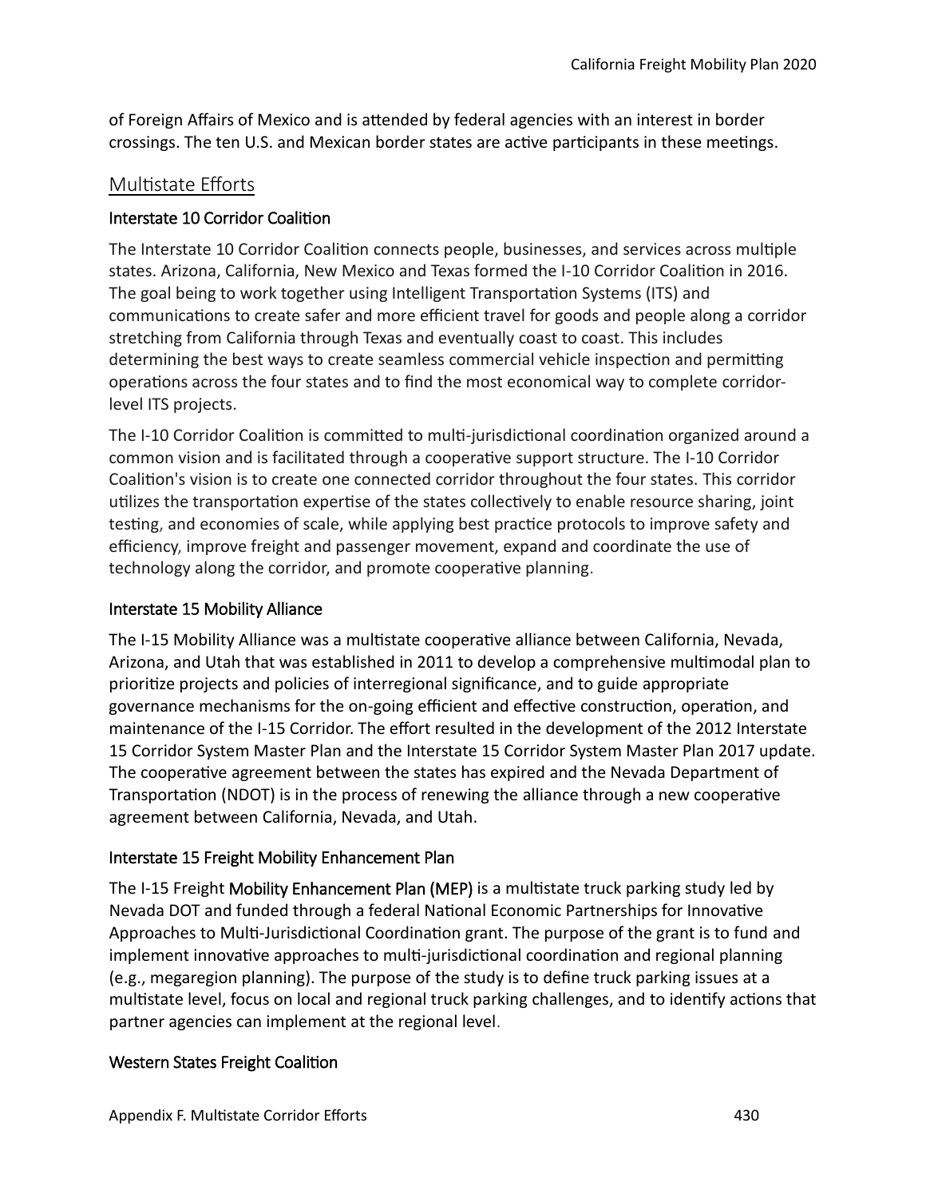of Foreign Affairs of Mexico and is attended by federal agencies with an interest in border crossings. The ten U.S. and Mexican border states are active participants in these meetings.

## Multistate Efforts

### Interstate 10 Corridor Coalition

The Interstate 10 Corridor Coalition connects people, businesses, and services across multiple states. Arizona, California, New Mexico and Texas formed the I-10 Corridor Coalition in 2016. The goal being to work together using Intelligent Transportation Systems (ITS) and communications to create safer and more efficient travel for goods and people along a corridor stretching from California through Texas and eventually coast to coast. This includes determining the best ways to create seamless commercial vehicle inspection and permitting operations across the four states and to find the most economical way to complete corridor-level ITS projects.

The I-10 Corridor Coalition is committed to multi-jurisdictional coordination organized around a common vision and is facilitated through a cooperative support structure. The I-10 Corridor Coalition's vision is to create one connected corridor throughout the four states. This corridor utilizes the transportation expertise of the states collectively to enable resource sharing, joint testing, and economies of scale, while applying best practice protocols to improve safety and efficiency, improve freight and passenger movement, expand and coordinate the use of technology along the corridor, and promote cooperative planning.

### Interstate 15 Mobility Alliance

The I-15 Mobility Alliance was a multistate cooperative alliance between California, Nevada, Arizona, and Utah that was established in 2011 to develop a comprehensive multimodal plan to prioritize projects and policies of interregional significance, and to guide appropriate governance mechanisms for the on-going efficient and effective construction, operation, and maintenance of the I-15 Corridor. The effort resulted in the development of the 2012 Interstate 15 Corridor System Master Plan and the Interstate 15 Corridor System Master Plan 2017 update. The cooperative agreement between the states has expired and the Nevada Department of Transportation (NDOT) is in the process of renewing the alliance through a new cooperative agreement between California, Nevada, and Utah.

### Interstate 15 Freight Mobility Enhancement Plan

The I-15 Freight Mobility Enhancement Plan (MEP) is a multistate truck parking study led by Nevada DOT and funded through a federal National Economic Partnerships for Innovative Approaches to Multi-Jurisdictional Coordination grant. The purpose of the grant is to fund and implement innovative approaches to multi-jurisdictional coordination and regional planning (e.g., megaregion planning). The purpose of the study is to define truck parking issues at a multistate level, focus on local and regional truck parking challenges, and to identify actions that partner agencies can implement at the regional level.

### Western States Freight Coalition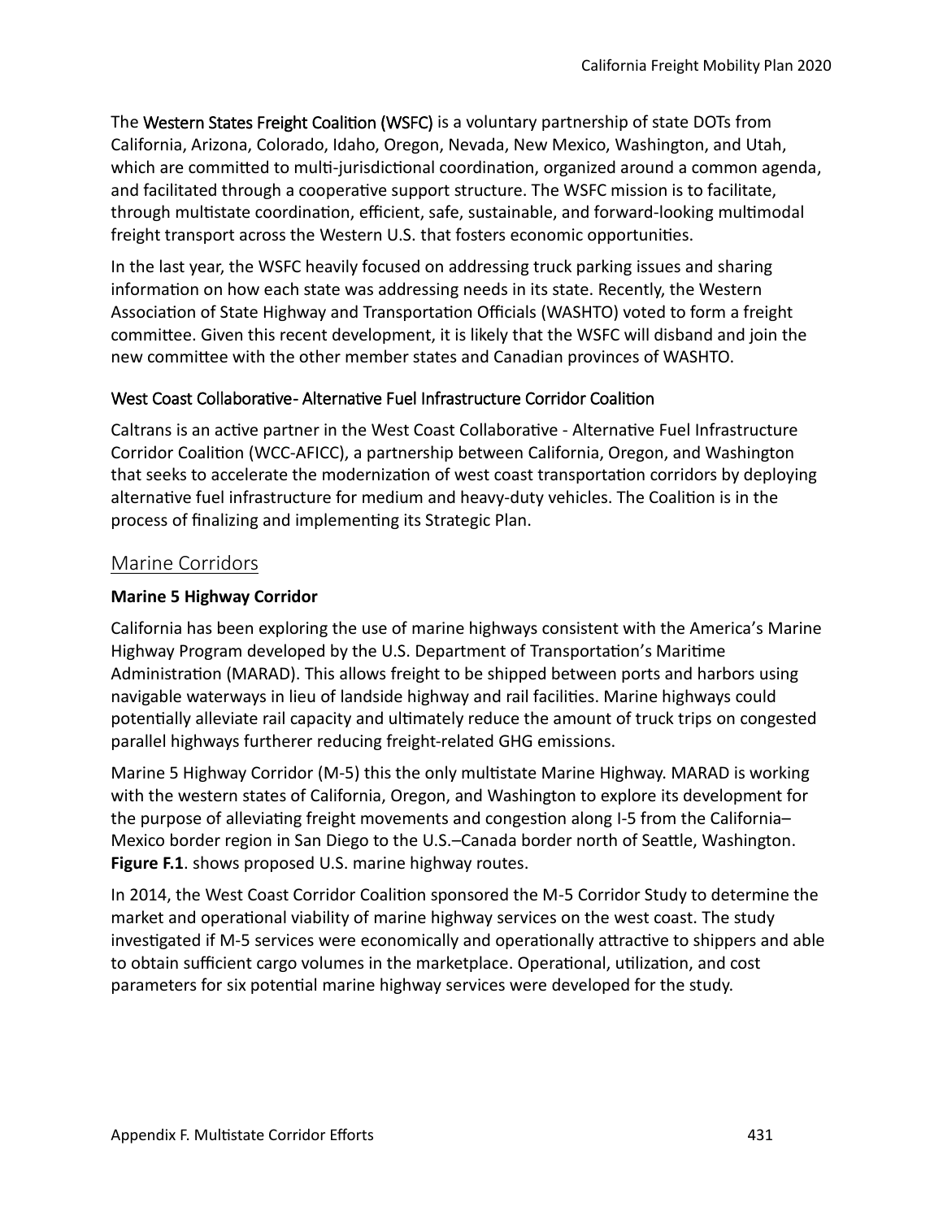The Western States Freight Coalition (WSFC) is a voluntary partnership of state DOTs from California, Arizona, Colorado, Idaho, Oregon, Nevada, New Mexico, Washington, and Utah, which are committed to multi-jurisdictional coordination, organized around a common agenda, and facilitated through a cooperative support structure. The WSFC mission is to facilitate, through multistate coordination, efficient, safe, sustainable, and forward-looking multimodal freight transport across the Western U.S. that fosters economic opportunities.

In the last year, the WSFC heavily focused on addressing truck parking issues and sharing information on how each state was addressing needs in its state. Recently, the Western Association of State Highway and Transportation Officials (WASHTO) voted to form a freight committee. Given this recent development, it is likely that the WSFC will disband and join the new committee with the other member states and Canadian provinces of WASHTO.

#### West Coast Collaborative- Alternative Fuel Infrastructure Corridor Coalition

Caltrans is an active partner in the West Coast Collaborative - Alternative Fuel Infrastructure Corridor Coalition (WCC-AFICC), a partnership between California, Oregon, and Washington that seeks to accelerate the modernization of west coast transportation corridors by deploying alternative fuel infrastructure for medium and heavy-duty vehicles. The Coalition is in the process of finalizing and implementing its Strategic Plan.

## Marine Corridors

**Marine 5 Highway Corridor**

California has been exploring the use of marine highways consistent with the America's Marine Highway Program developed by the U.S. Department of Transportation's Maritime Administration (MARAD). This allows freight to be shipped between ports and harbors using navigable waterways in lieu of landside highway and rail facilities. Marine highways could potentially alleviate rail capacity and ultimately reduce the amount of truck trips on congested parallel highways furtherer reducing freight-related GHG emissions.

Marine 5 Highway Corridor (M-5) this the only multistate Marine Highway. MARAD is working with the western states of California, Oregon, and Washington to explore its development for the purpose of alleviating freight movements and congestion along I-5 from the California–Mexico border region in San Diego to the U.S.–Canada border north of Seattle, Washington. **Figure F.1**. shows proposed U.S. marine highway routes.

In 2014, the West Coast Corridor Coalition sponsored the M-5 Corridor Study to determine the market and operational viability of marine highway services on the west coast. The study investigated if M-5 services were economically and operationally attractive to shippers and able to obtain sufficient cargo volumes in the marketplace. Operational, utilization, and cost parameters for six potential marine highway services were developed for the study.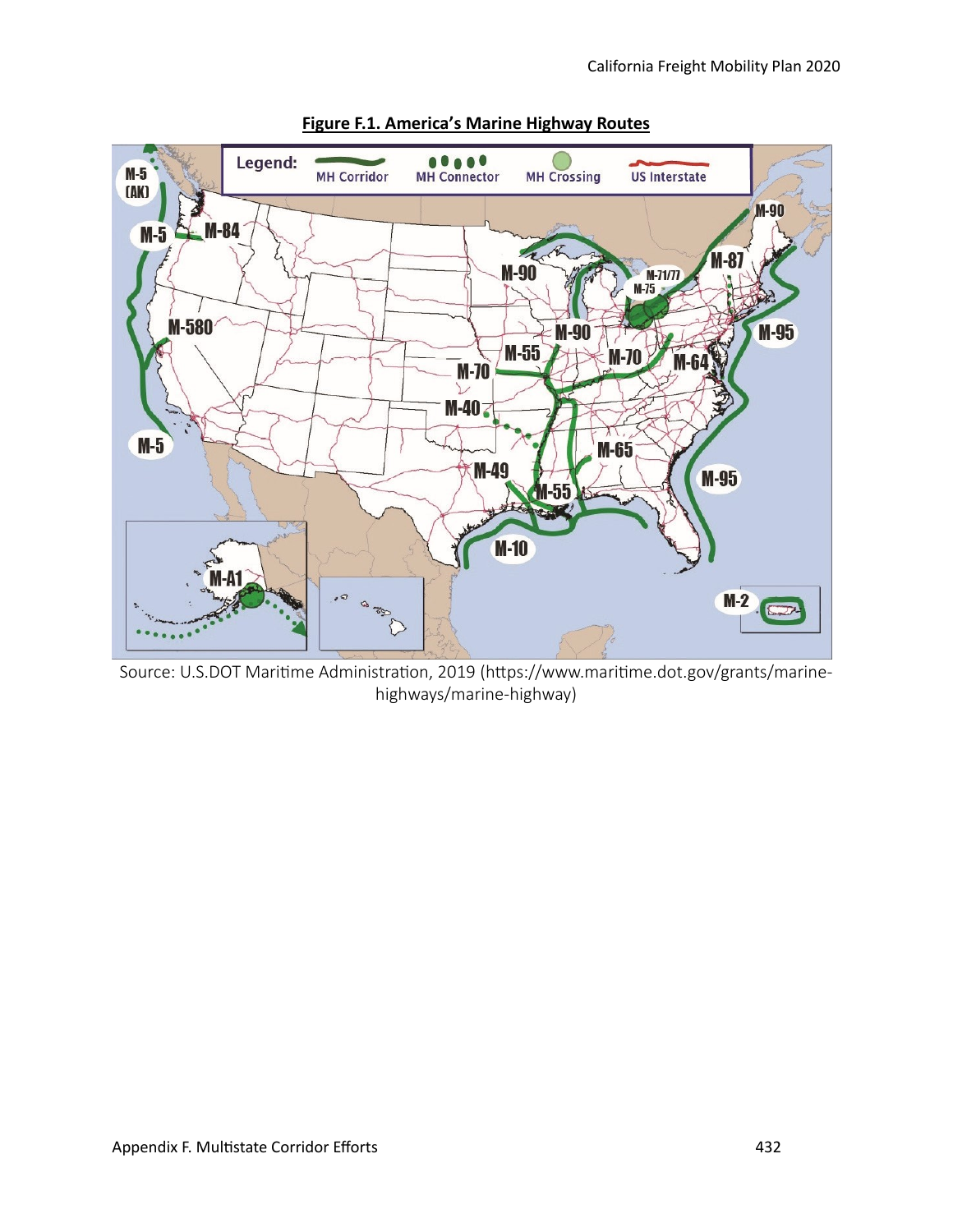**Figure F.1. America's Marine Highway Routes**

Legend: MH Corridor, MH Connector, MH Crossing, US Interstate

M-5 (AK)
M-5
M-84
M-580
M-5
M-A1
M-90
M-90
M-87
M-71/77
M-75
M-95
M-90
M-55
M-70
M-70
M-64
M-40
M-65
M-49
M-55
M-95
M-10
M-2

Source: U.S.DOT Maritime Administration, 2019 (https://www.maritime.dot.gov/grants/marine-highways/marine-highway)